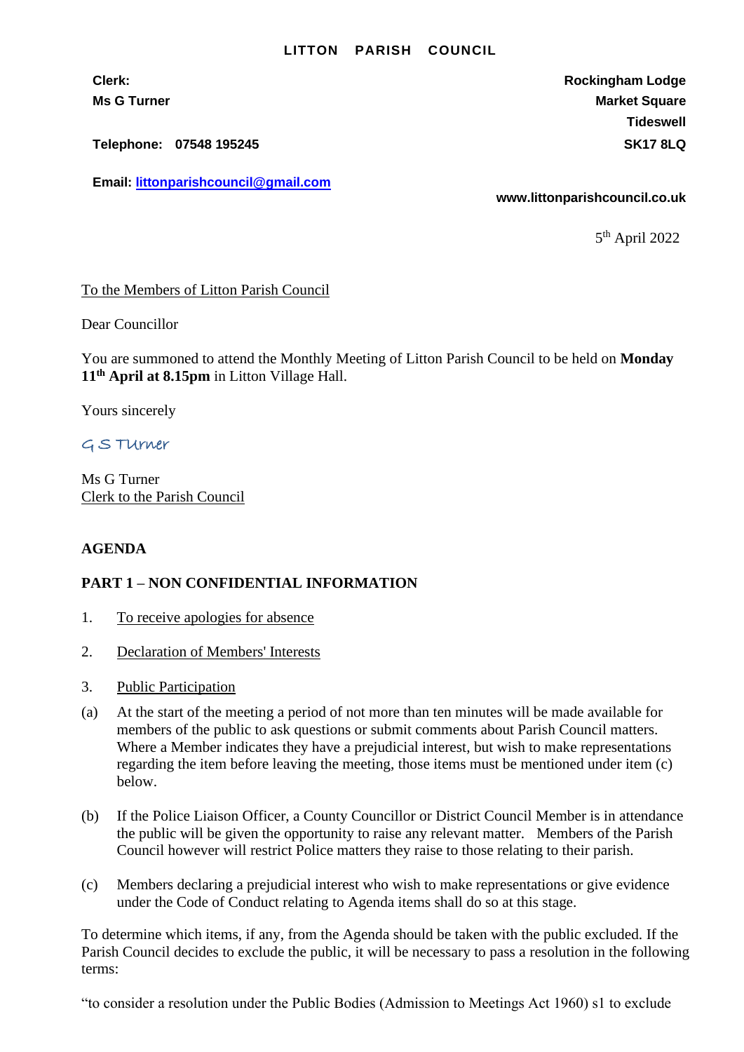**LITTON PARISH COUNCIL**

**Clerk:**
**Ms G Turner**

**Telephone: 07548 195245**

**Email: littonparishcouncil@gmail.com**

**Rockingham Lodge**
**Market Square**
**Tideswell**
**SK17 8LQ**

**www.littonparishcouncil.co.uk**

5th April 2022

To the Members of Litton Parish Council

Dear Councillor

You are summoned to attend the Monthly Meeting of Litton Parish Council to be held on **Monday 11th April at 8.15pm** in Litton Village Hall.

Yours sincerely

G S Turner

Ms G Turner
Clerk to the Parish Council

**AGENDA**

**PART 1 – NON CONFIDENTIAL INFORMATION**

1. To receive apologies for absence

2. Declaration of Members' Interests

3. Public Participation

(a) At the start of the meeting a period of not more than ten minutes will be made available for members of the public to ask questions or submit comments about Parish Council matters. Where a Member indicates they have a prejudicial interest, but wish to make representations regarding the item before leaving the meeting, those items must be mentioned under item (c) below.

(b) If the Police Liaison Officer, a County Councillor or District Council Member is in attendance the public will be given the opportunity to raise any relevant matter. Members of the Parish Council however will restrict Police matters they raise to those relating to their parish.

(c) Members declaring a prejudicial interest who wish to make representations or give evidence under the Code of Conduct relating to Agenda items shall do so at this stage.

To determine which items, if any, from the Agenda should be taken with the public excluded. If the Parish Council decides to exclude the public, it will be necessary to pass a resolution in the following terms:

"to consider a resolution under the Public Bodies (Admission to Meetings Act 1960) s1 to exclude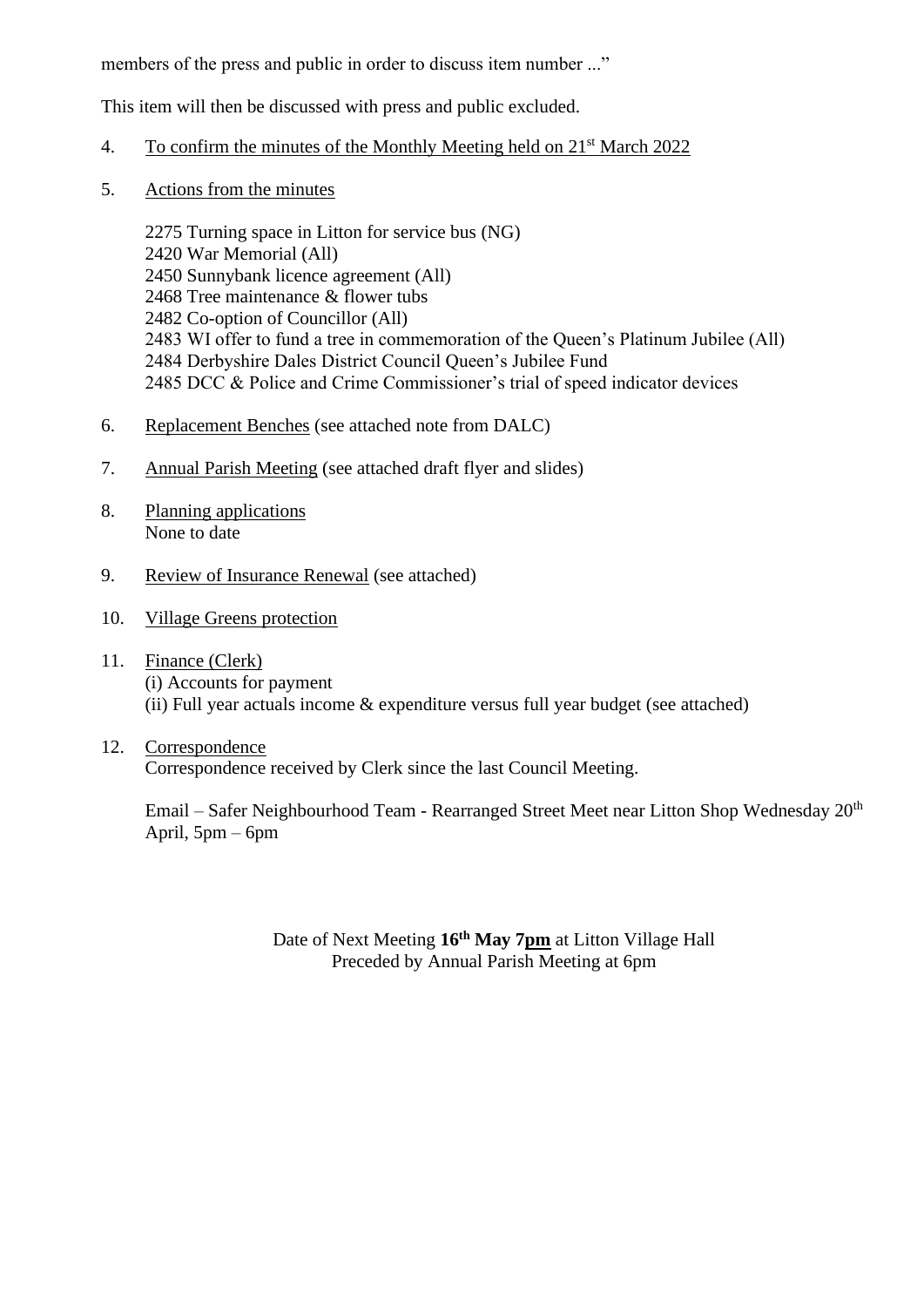members of the press and public in order to discuss item number ..."

This item will then be discussed with press and public excluded.

4. <u>To confirm the minutes of the Monthly Meeting held on 21st March 2022</u>

5. <u>Actions from the minutes</u>

   2275 Turning space in Litton for service bus (NG)
   2420 War Memorial (All)
   2450 Sunnybank licence agreement (All)
   2468 Tree maintenance & flower tubs
   2482 Co-option of Councillor (All)
   2483 WI offer to fund a tree in commemoration of the Queen's Platinum Jubilee (All)
   2484 Derbyshire Dales District Council Queen's Jubilee Fund
   2485 DCC & Police and Crime Commissioner's trial of speed indicator devices

6. <u>Replacement Benches</u> (see attached note from DALC)

7. <u>Annual Parish Meeting</u> (see attached draft flyer and slides)

8. <u>Planning applications</u>
   None to date

9. <u>Review of Insurance Renewal</u> (see attached)

10. <u>Village Greens protection</u>

11. <u>Finance (Clerk)</u>
    (i) Accounts for payment
    (ii) Full year actuals income & expenditure versus full year budget (see attached)

12. <u>Correspondence</u>
    Correspondence received by Clerk since the last Council Meeting.

    Email – Safer Neighbourhood Team - Rearranged Street Meet near Litton Shop Wednesday 20th April, 5pm – 6pm

Date of Next Meeting **16th May 7<u>pm</u>** at Litton Village Hall
Preceded by Annual Parish Meeting at 6pm